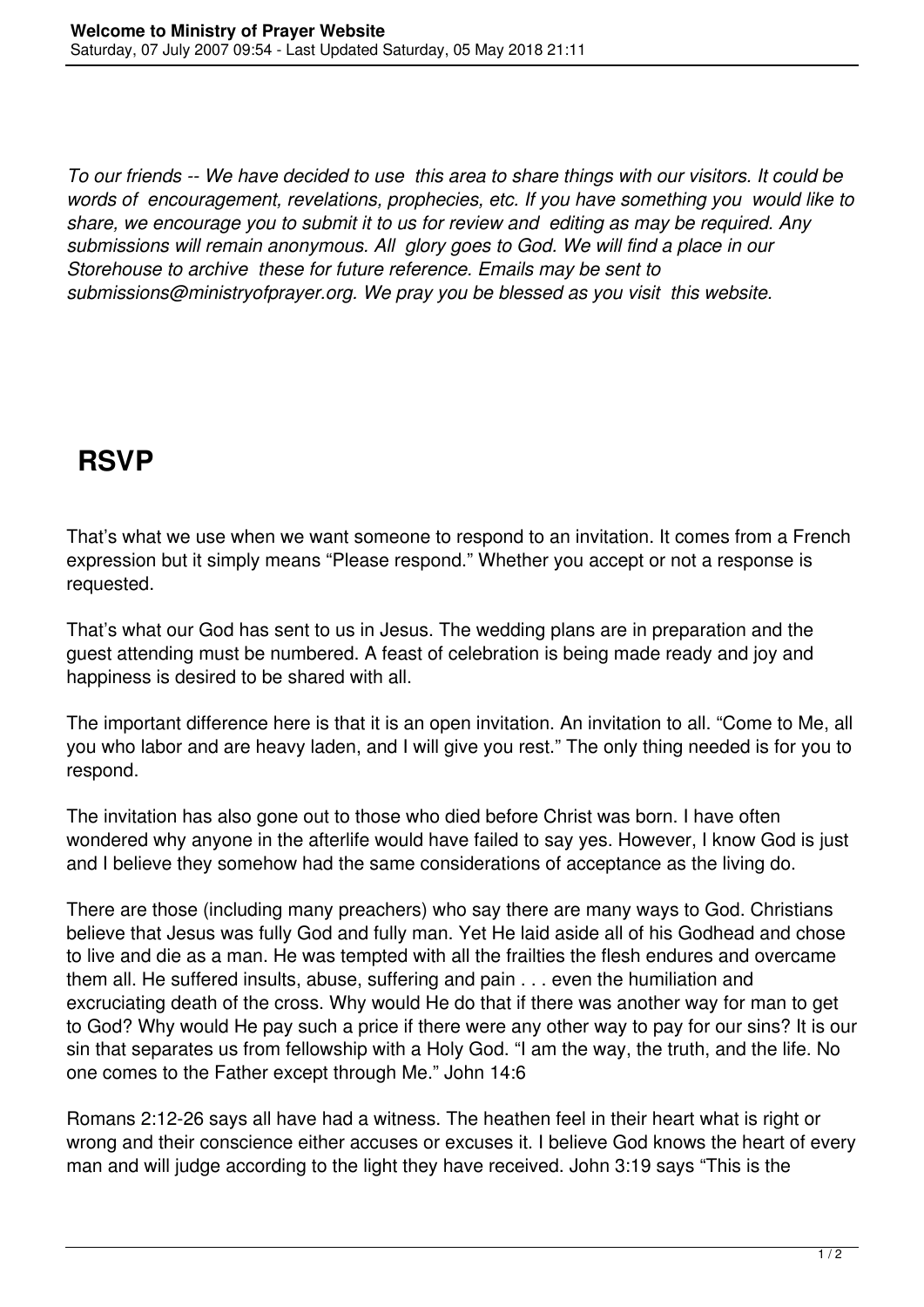*To our friends -- We have decided to use this area to share things with our visitors. It could be words of encouragement, revelations, prophecies, etc. If you have something you would like to share, we encourage you to submit it to us for review and editing as may be required. Any submissions will remain anonymous. All glory goes to God. We will find a place in our Storehouse to archive these for future reference. Emails may be sent to submissions@ministryofprayer.org. We pray you be blessed as you visit this website.*

# RSVP

That's what we use when we want someone to respond to an invitation. It comes from a French expression but it simply means "Please respond." Whether you accept or not a response is requested.

That's what our God has sent to us in Jesus. The wedding plans are in preparation and the guest attending must be numbered. A feast of celebration is being made ready and joy and happiness is desired to be shared with all.

The important difference here is that it is an open invitation. An invitation to all. "Come to Me, all you who labor and are heavy laden, and I will give you rest." The only thing needed is for you to respond.

The invitation has also gone out to those who died before Christ was born. I have often wondered why anyone in the afterlife would have failed to say yes. However, I know God is just and I believe they somehow had the same considerations of acceptance as the living do.

There are those (including many preachers) who say there are many ways to God. Christians believe that Jesus was fully God and fully man. Yet He laid aside all of his Godhead and chose to live and die as a man. He was tempted with all the frailties the flesh endures and overcame them all. He suffered insults, abuse, suffering and pain . . . even the humiliation and excruciating death of the cross. Why would He do that if there was another way for man to get to God? Why would He pay such a price if there were any other way to pay for our sins? It is our sin that separates us from fellowship with a Holy God. "I am the way, the truth, and the life. No one comes to the Father except through Me." John 14:6

Romans 2:12-26 says all have had a witness. The heathen feel in their heart what is right or wrong and their conscience either accuses or excuses it. I believe God knows the heart of every man and will judge according to the light they have received. John 3:19 says "This is the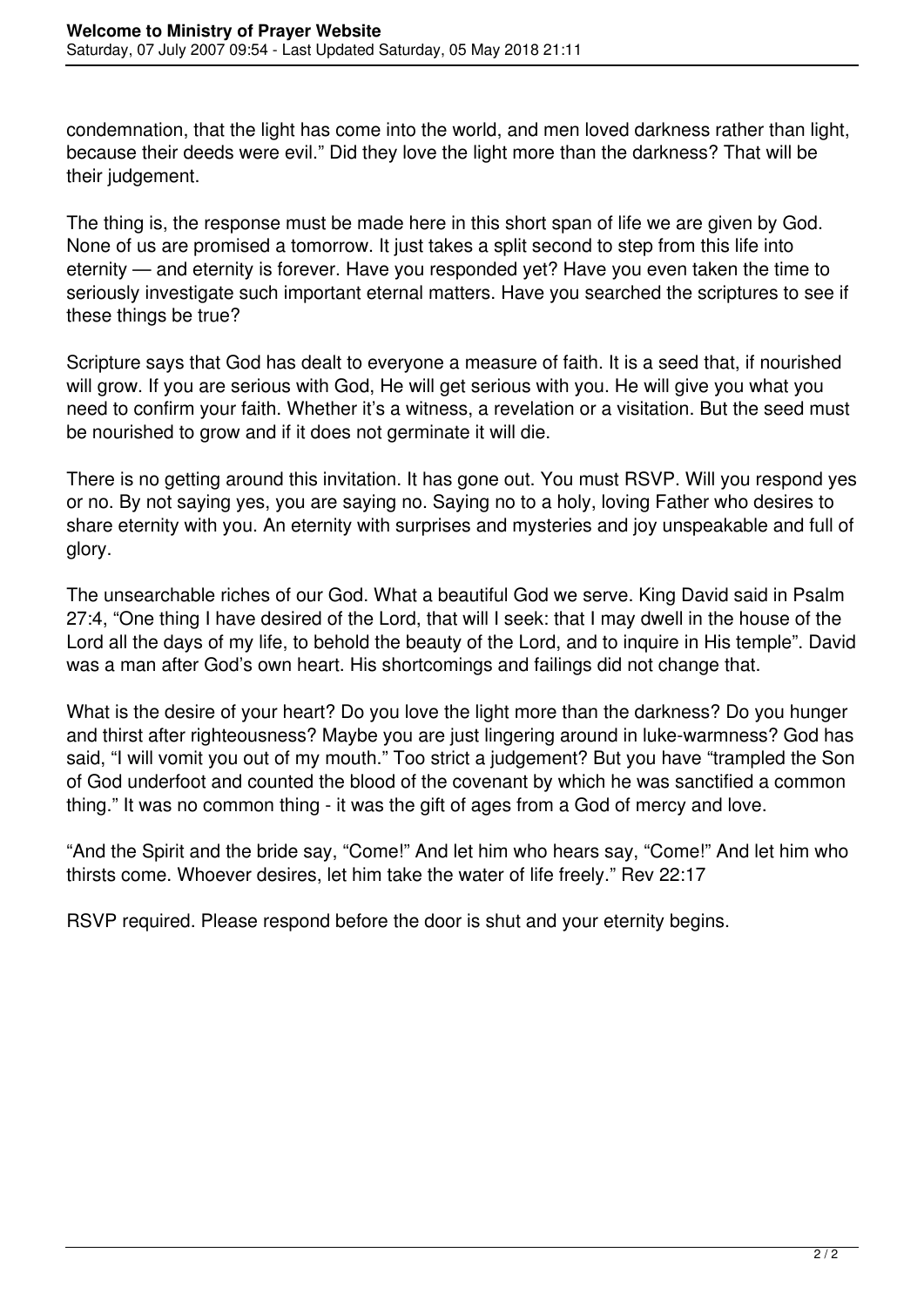condemnation, that the light has come into the world, and men loved darkness rather than light, because their deeds were evil." Did they love the light more than the darkness? That will be their judgement.

The thing is, the response must be made here in this short span of life we are given by God. None of us are promised a tomorrow. It just takes a split second to step from this life into eternity — and eternity is forever. Have you responded yet? Have you even taken the time to seriously investigate such important eternal matters. Have you searched the scriptures to see if these things be true?

Scripture says that God has dealt to everyone a measure of faith. It is a seed that, if nourished will grow. If you are serious with God, He will get serious with you. He will give you what you need to confirm your faith. Whether it's a witness, a revelation or a visitation. But the seed must be nourished to grow and if it does not germinate it will die.

There is no getting around this invitation. It has gone out. You must RSVP. Will you respond yes or no. By not saying yes, you are saying no. Saying no to a holy, loving Father who desires to share eternity with you. An eternity with surprises and mysteries and joy unspeakable and full of glory.

The unsearchable riches of our God. What a beautiful God we serve. King David said in Psalm 27:4, "One thing I have desired of the Lord, that will I seek: that I may dwell in the house of the Lord all the days of my life, to behold the beauty of the Lord, and to inquire in His temple". David was a man after God's own heart. His shortcomings and failings did not change that.

What is the desire of your heart? Do you love the light more than the darkness? Do you hunger and thirst after righteousness? Maybe you are just lingering around in luke-warmness? God has said, "I will vomit you out of my mouth." Too strict a judgement? But you have "trampled the Son of God underfoot and counted the blood of the covenant by which he was sanctified a common thing." It was no common thing - it was the gift of ages from a God of mercy and love.

"And the Spirit and the bride say, "Come!" And let him who hears say, "Come!" And let him who thirsts come. Whoever desires, let him take the water of life freely." Rev 22:17

RSVP required. Please respond before the door is shut and your eternity begins.